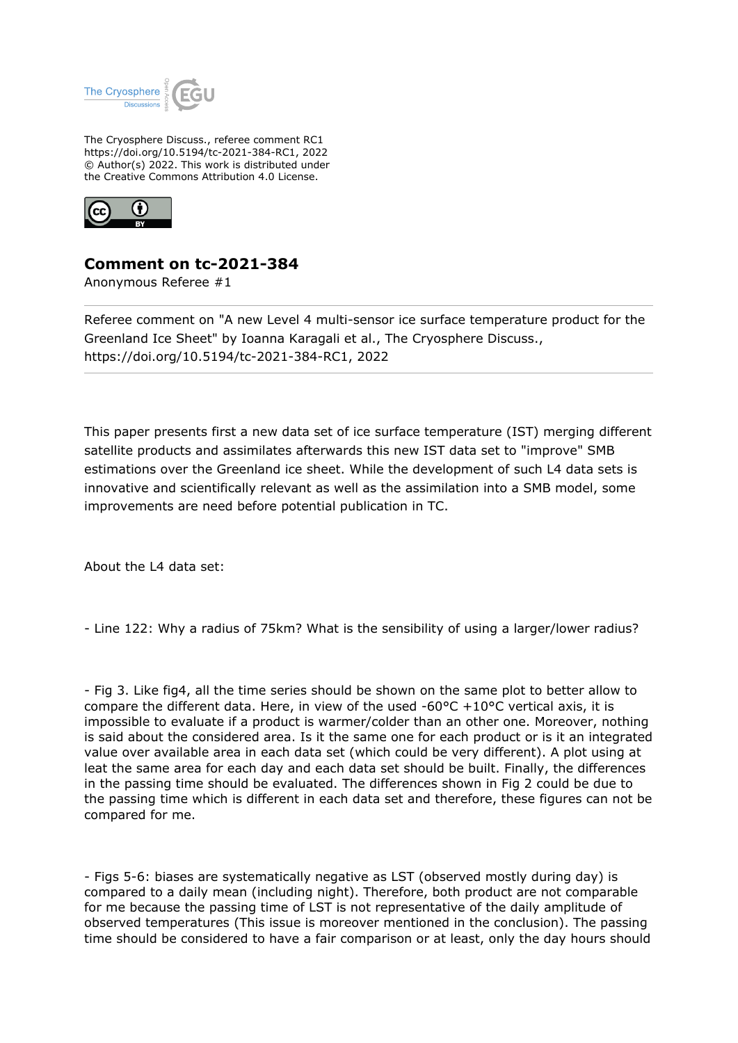The Cryosphere Discuss., referee comment RC1
https://doi.org/10.5194/tc-2021-384-RC1, 2022
© Author(s) 2022. This work is distributed under
the Creative Commons Attribution 4.0 License.

## Comment on tc-2021-384

Anonymous Referee #1

---

Referee comment on "A new Level 4 multi-sensor ice surface temperature product for the Greenland Ice Sheet" by Ioanna Karagali et al., The Cryosphere Discuss., https://doi.org/10.5194/tc-2021-384-RC1, 2022

---

This paper presents first a new data set of ice surface temperature (IST) merging different satellite products and assimilates afterwards this new IST data set to "improve" SMB estimations over the Greenland ice sheet. While the development of such L4 data sets is innovative and scientifically relevant as well as the assimilation into a SMB model, some improvements are need before potential publication in TC.

About the L4 data set:

- Line 122: Why a radius of 75km? What is the sensibility of using a larger/lower radius?

- Fig 3. Like fig4, all the time series should be shown on the same plot to better allow to compare the different data. Here, in view of the used -60°C +10°C vertical axis, it is impossible to evaluate if a product is warmer/colder than an other one. Moreover, nothing is said about the considered area. Is it the same one for each product or is it an integrated value over available area in each data set (which could be very different). A plot using at leat the same area for each day and each data set should be built. Finally, the differences in the passing time should be evaluated. The differences shown in Fig 2 could be due to the passing time which is different in each data set and therefore, these figures can not be compared for me.

- Figs 5-6: biases are systematically negative as LST (observed mostly during day) is compared to a daily mean (including night). Therefore, both product are not comparable for me because the passing time of LST is not representative of the daily amplitude of observed temperatures (This issue is moreover mentioned in the conclusion). The passing time should be considered to have a fair comparison or at least, only the day hours should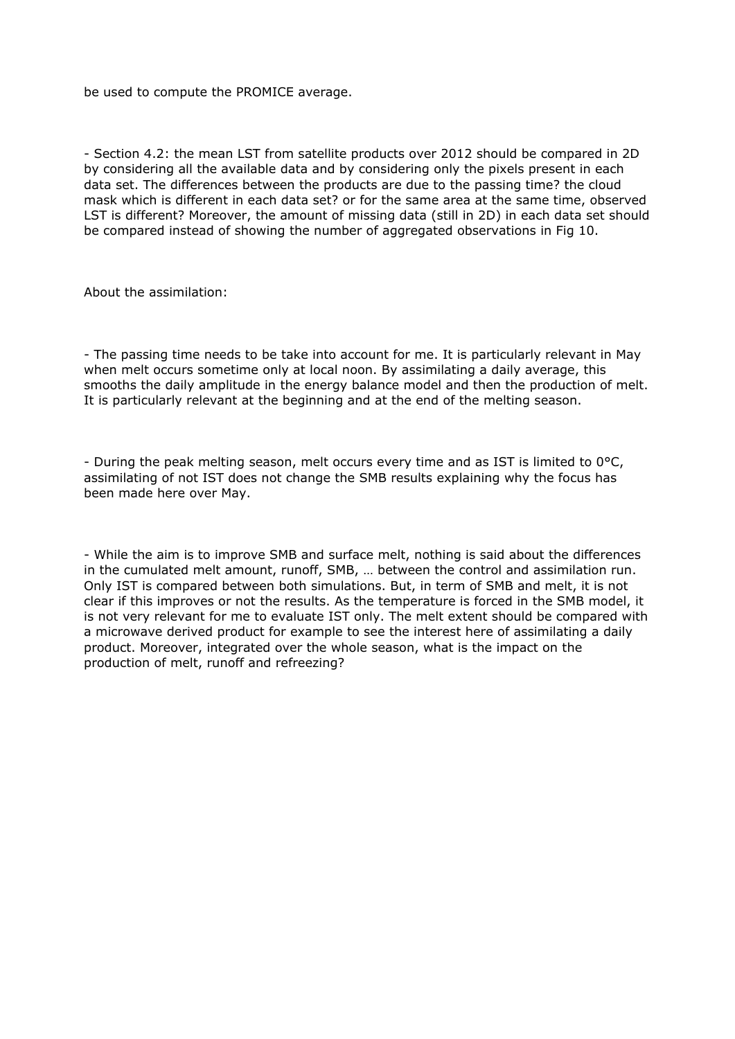be used to compute the PROMICE average.

- Section 4.2: the mean LST from satellite products over 2012 should be compared in 2D by considering all the available data and by considering only the pixels present in each data set. The differences between the products are due to the passing time? the cloud mask which is different in each data set? or for the same area at the same time, observed LST is different? Moreover, the amount of missing data (still in 2D) in each data set should be compared instead of showing the number of aggregated observations in Fig 10.

About the assimilation:

- The passing time needs to be take into account for me. It is particularly relevant in May when melt occurs sometime only at local noon. By assimilating a daily average, this smooths the daily amplitude in the energy balance model and then the production of melt. It is particularly relevant at the beginning and at the end of the melting season.

- During the peak melting season, melt occurs every time and as IST is limited to 0°C, assimilating of not IST does not change the SMB results explaining why the focus has been made here over May.

- While the aim is to improve SMB and surface melt, nothing is said about the differences in the cumulated melt amount, runoff, SMB, … between the control and assimilation run. Only IST is compared between both simulations. But, in term of SMB and melt, it is not clear if this improves or not the results. As the temperature is forced in the SMB model, it is not very relevant for me to evaluate IST only. The melt extent should be compared with a microwave derived product for example to see the interest here of assimilating a daily product. Moreover, integrated over the whole season, what is the impact on the production of melt, runoff and refreezing?